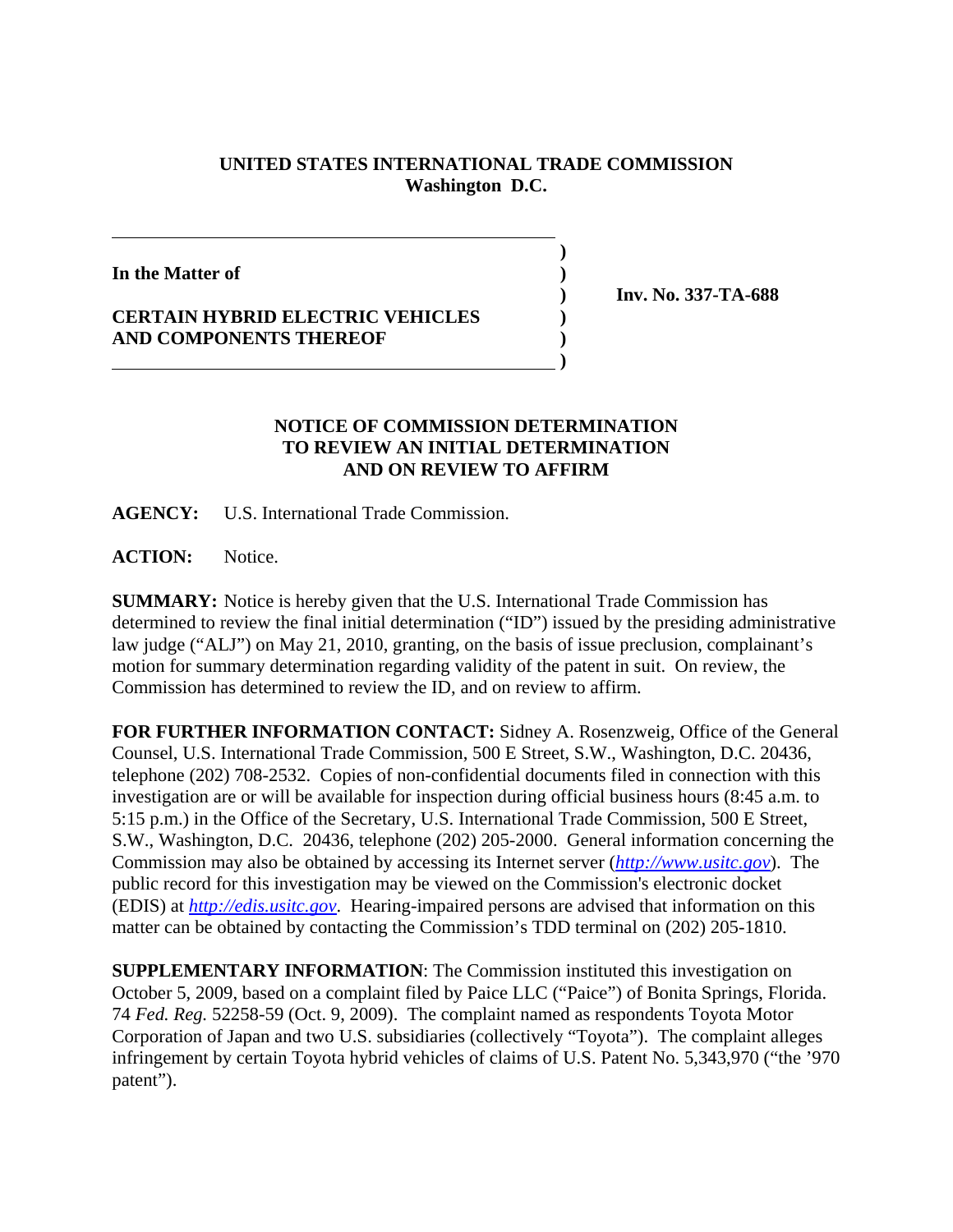**UNITED STATES INTERNATIONAL TRADE COMMISSION**
**Washington D.C.**

**In the Matter of**

**CERTAIN HYBRID ELECTRIC VEHICLES AND COMPONENTS THEREOF**

**Inv. No. 337-TA-688**

**NOTICE OF COMMISSION DETERMINATION TO REVIEW AN INITIAL DETERMINATION AND ON REVIEW TO AFFIRM**

**AGENCY:** U.S. International Trade Commission.

**ACTION:** Notice.

**SUMMARY:** Notice is hereby given that the U.S. International Trade Commission has determined to review the final initial determination ("ID") issued by the presiding administrative law judge ("ALJ") on May 21, 2010, granting, on the basis of issue preclusion, complainant's motion for summary determination regarding validity of the patent in suit. On review, the Commission has determined to review the ID, and on review to affirm.

**FOR FURTHER INFORMATION CONTACT:** Sidney A. Rosenzweig, Office of the General Counsel, U.S. International Trade Commission, 500 E Street, S.W., Washington, D.C. 20436, telephone (202) 708-2532. Copies of non-confidential documents filed in connection with this investigation are or will be available for inspection during official business hours (8:45 a.m. to 5:15 p.m.) in the Office of the Secretary, U.S. International Trade Commission, 500 E Street, S.W., Washington, D.C. 20436, telephone (202) 205-2000. General information concerning the Commission may also be obtained by accessing its Internet server (*http://www.usitc.gov*). The public record for this investigation may be viewed on the Commission's electronic docket (EDIS) at *http://edis.usitc.gov*. Hearing-impaired persons are advised that information on this matter can be obtained by contacting the Commission's TDD terminal on (202) 205-1810.

**SUPPLEMENTARY INFORMATION**: The Commission instituted this investigation on October 5, 2009, based on a complaint filed by Paice LLC ("Paice") of Bonita Springs, Florida. 74 *Fed. Reg.* 52258-59 (Oct. 9, 2009). The complaint named as respondents Toyota Motor Corporation of Japan and two U.S. subsidiaries (collectively "Toyota"). The complaint alleges infringement by certain Toyota hybrid vehicles of claims of U.S. Patent No. 5,343,970 ("the '970 patent").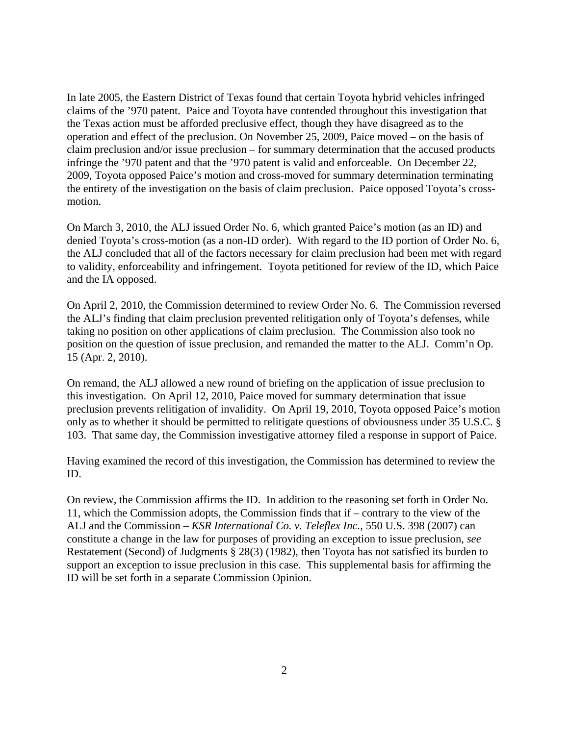In late 2005, the Eastern District of Texas found that certain Toyota hybrid vehicles infringed claims of the '970 patent. Paice and Toyota have contended throughout this investigation that the Texas action must be afforded preclusive effect, though they have disagreed as to the operation and effect of the preclusion. On November 25, 2009, Paice moved – on the basis of claim preclusion and/or issue preclusion – for summary determination that the accused products infringe the '970 patent and that the '970 patent is valid and enforceable. On December 22, 2009, Toyota opposed Paice's motion and cross-moved for summary determination terminating the entirety of the investigation on the basis of claim preclusion. Paice opposed Toyota's cross-motion.

On March 3, 2010, the ALJ issued Order No. 6, which granted Paice's motion (as an ID) and denied Toyota's cross-motion (as a non-ID order). With regard to the ID portion of Order No. 6, the ALJ concluded that all of the factors necessary for claim preclusion had been met with regard to validity, enforceability and infringement. Toyota petitioned for review of the ID, which Paice and the IA opposed.

On April 2, 2010, the Commission determined to review Order No. 6. The Commission reversed the ALJ's finding that claim preclusion prevented relitigation only of Toyota's defenses, while taking no position on other applications of claim preclusion. The Commission also took no position on the question of issue preclusion, and remanded the matter to the ALJ. Comm'n Op. 15 (Apr. 2, 2010).

On remand, the ALJ allowed a new round of briefing on the application of issue preclusion to this investigation. On April 12, 2010, Paice moved for summary determination that issue preclusion prevents relitigation of invalidity. On April 19, 2010, Toyota opposed Paice's motion only as to whether it should be permitted to relitigate questions of obviousness under 35 U.S.C. § 103. That same day, the Commission investigative attorney filed a response in support of Paice.

Having examined the record of this investigation, the Commission has determined to review the ID.

On review, the Commission affirms the ID. In addition to the reasoning set forth in Order No. 11, which the Commission adopts, the Commission finds that if – contrary to the view of the ALJ and the Commission – *KSR International Co. v. Teleflex Inc.*, 550 U.S. 398 (2007) can constitute a change in the law for purposes of providing an exception to issue preclusion, *see* Restatement (Second) of Judgments § 28(3) (1982), then Toyota has not satisfied its burden to support an exception to issue preclusion in this case. This supplemental basis for affirming the ID will be set forth in a separate Commission Opinion.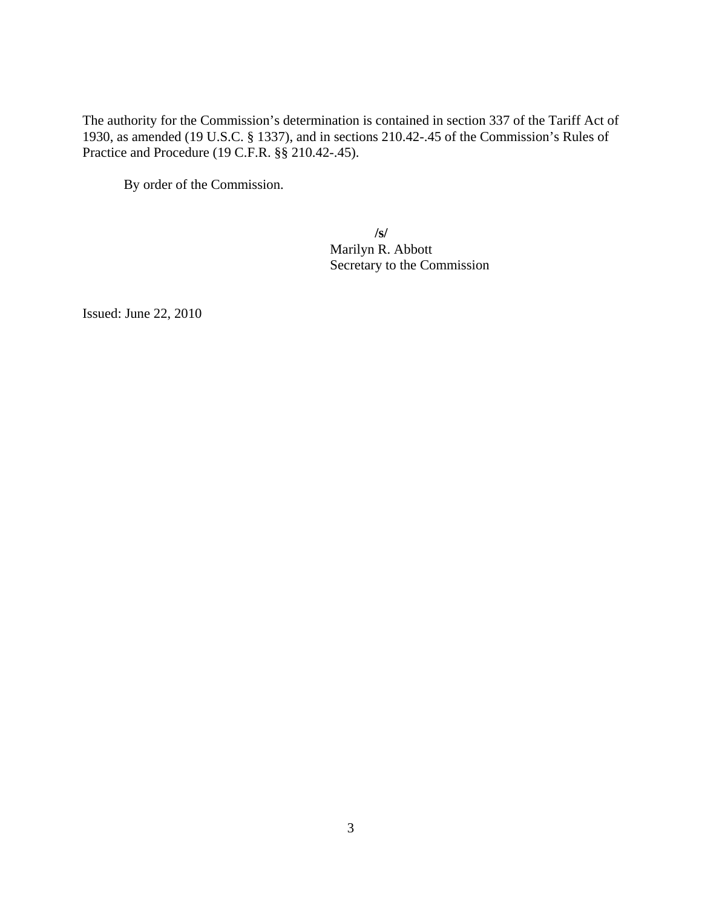The authority for the Commission's determination is contained in section 337 of the Tariff Act of 1930, as amended (19 U.S.C. § 1337), and in sections 210.42-.45 of the Commission's Rules of Practice and Procedure (19 C.F.R. §§ 210.42-.45).

By order of the Commission.

**/s/**
Marilyn R. Abbott
Secretary to the Commission

Issued: June 22, 2010